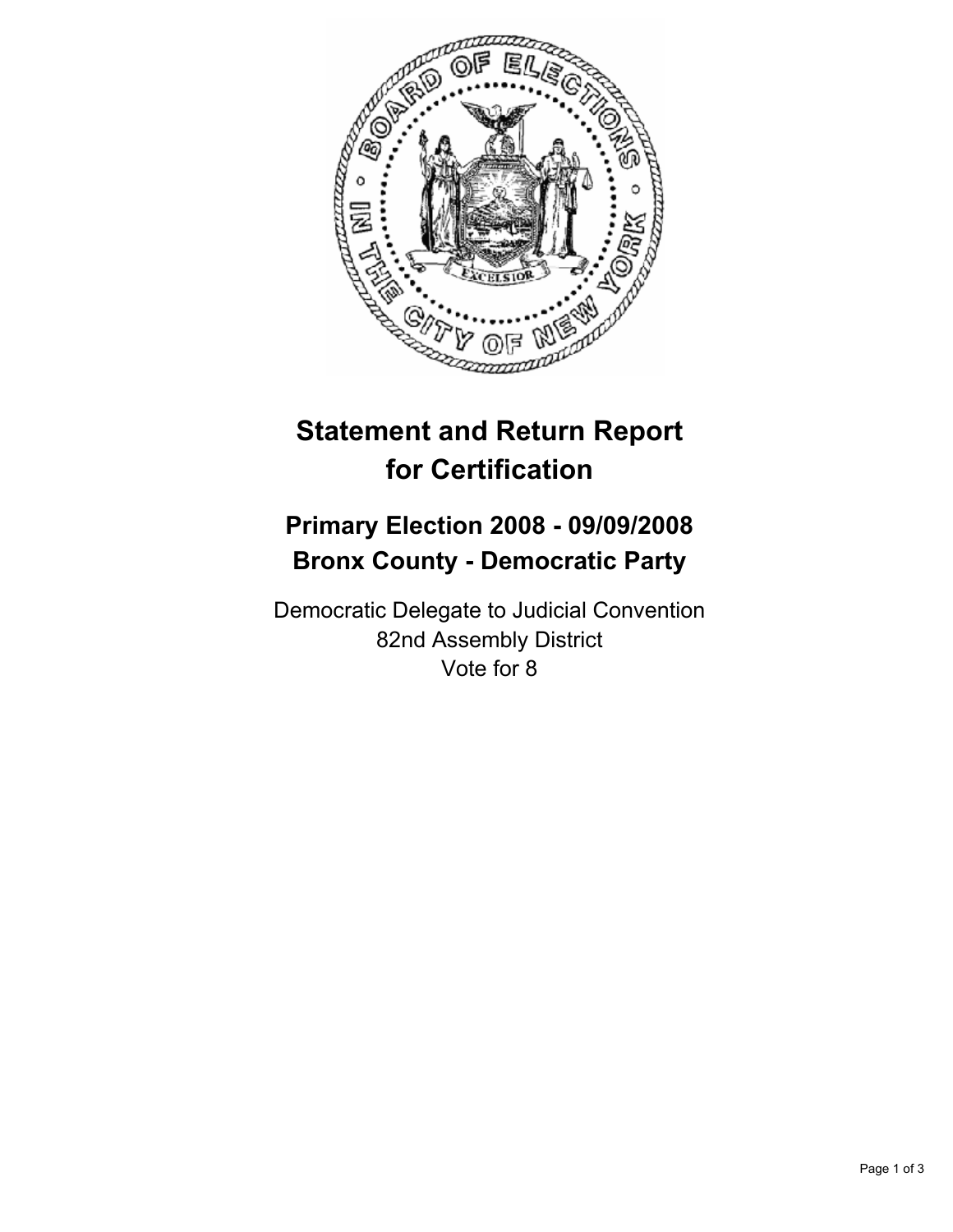# Statement and Return Report for Certification

## Primary Election 2008 - 09/09/2008
## Bronx County - Democratic Party

Democratic Delegate to Judicial Convention
82nd Assembly District
Vote for 8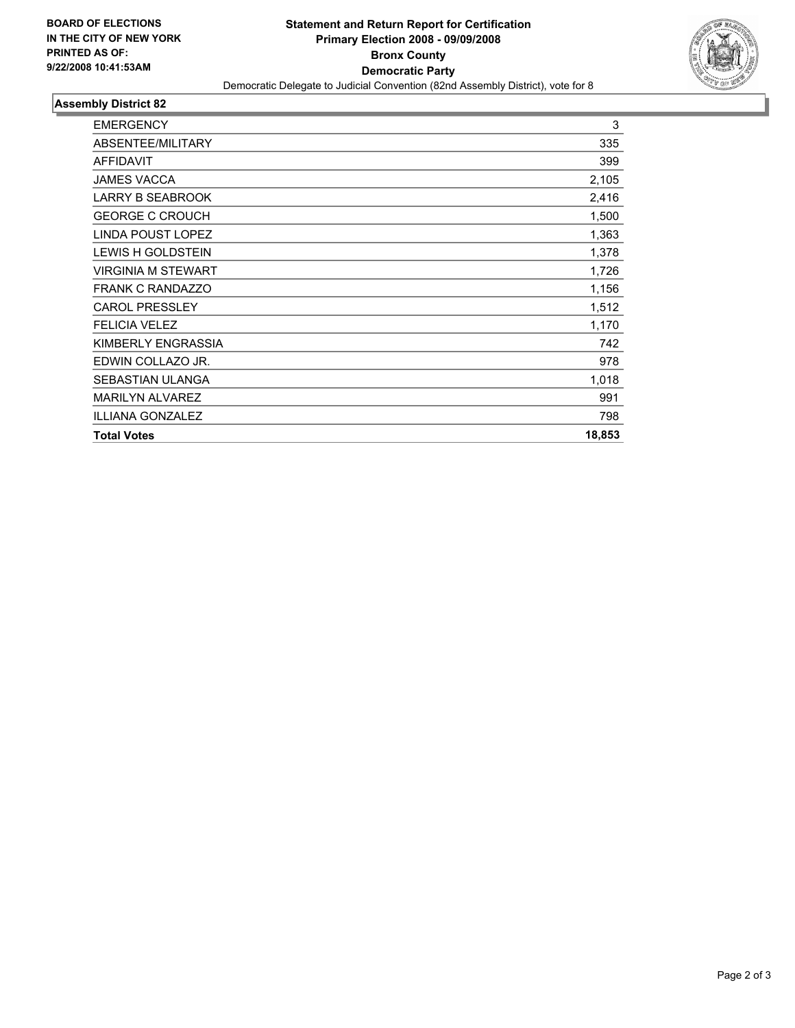**BOARD OF ELECTIONS IN THE CITY OF NEW YORK PRINTED AS OF: 9/22/2008 10:41:53AM**

# Statement and Return Report for Certification
## Primary Election 2008 - 09/09/2008
## Bronx County
## Democratic Party

Democratic Delegate to Judicial Convention (82nd Assembly District), vote for 8

### Assembly District 82

| | |
|---|---|
| EMERGENCY | 3 |
| ABSENTEE/MILITARY | 335 |
| AFFIDAVIT | 399 |
| JAMES VACCA | 2,105 |
| LARRY B SEABROOK | 2,416 |
| GEORGE C CROUCH | 1,500 |
| LINDA POUST LOPEZ | 1,363 |
| LEWIS H GOLDSTEIN | 1,378 |
| VIRGINIA M STEWART | 1,726 |
| FRANK C RANDAZZO | 1,156 |
| CAROL PRESSLEY | 1,512 |
| FELICIA VELEZ | 1,170 |
| KIMBERLY ENGRASSIA | 742 |
| EDWIN COLLAZO JR. | 978 |
| SEBASTIAN ULANGA | 1,018 |
| MARILYN ALVAREZ | 991 |
| ILLIANA GONZALEZ | 798 |
| **Total Votes** | **18,853** |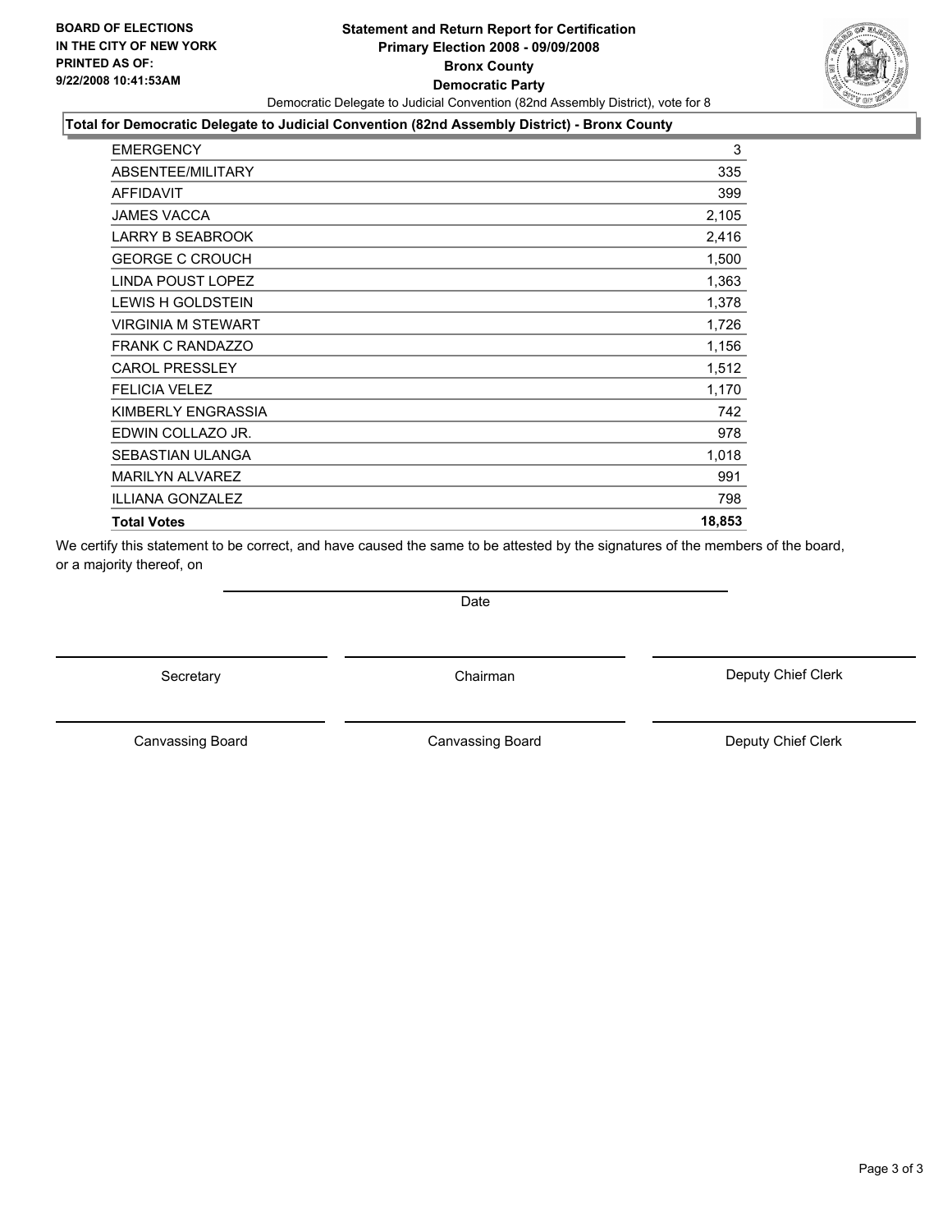**BOARD OF ELECTIONS IN THE CITY OF NEW YORK PRINTED AS OF: 9/22/2008 10:41:53AM**

**Statement and Return Report for Certification Primary Election 2008 - 09/09/2008 Bronx County Democratic Party**

Democratic Delegate to Judicial Convention (82nd Assembly District), vote for 8

**Total for Democratic Delegate to Judicial Convention (82nd Assembly District) - Bronx County**

| | |
|---|---|
| EMERGENCY | 3 |
| ABSENTEE/MILITARY | 335 |
| AFFIDAVIT | 399 |
| JAMES VACCA | 2,105 |
| LARRY B SEABROOK | 2,416 |
| GEORGE C CROUCH | 1,500 |
| LINDA POUST LOPEZ | 1,363 |
| LEWIS H GOLDSTEIN | 1,378 |
| VIRGINIA M STEWART | 1,726 |
| FRANK C RANDAZZO | 1,156 |
| CAROL PRESSLEY | 1,512 |
| FELICIA VELEZ | 1,170 |
| KIMBERLY ENGRASSIA | 742 |
| EDWIN COLLAZO JR. | 978 |
| SEBASTIAN ULANGA | 1,018 |
| MARILYN ALVAREZ | 991 |
| ILLIANA GONZALEZ | 798 |
| **Total Votes** | **18,853** |

We certify this statement to be correct, and have caused the same to be attested by the signatures of the members of the board, or a majority thereof, on

Date

Secretary

Chairman

Deputy Chief Clerk

Canvassing Board

Canvassing Board

Deputy Chief Clerk